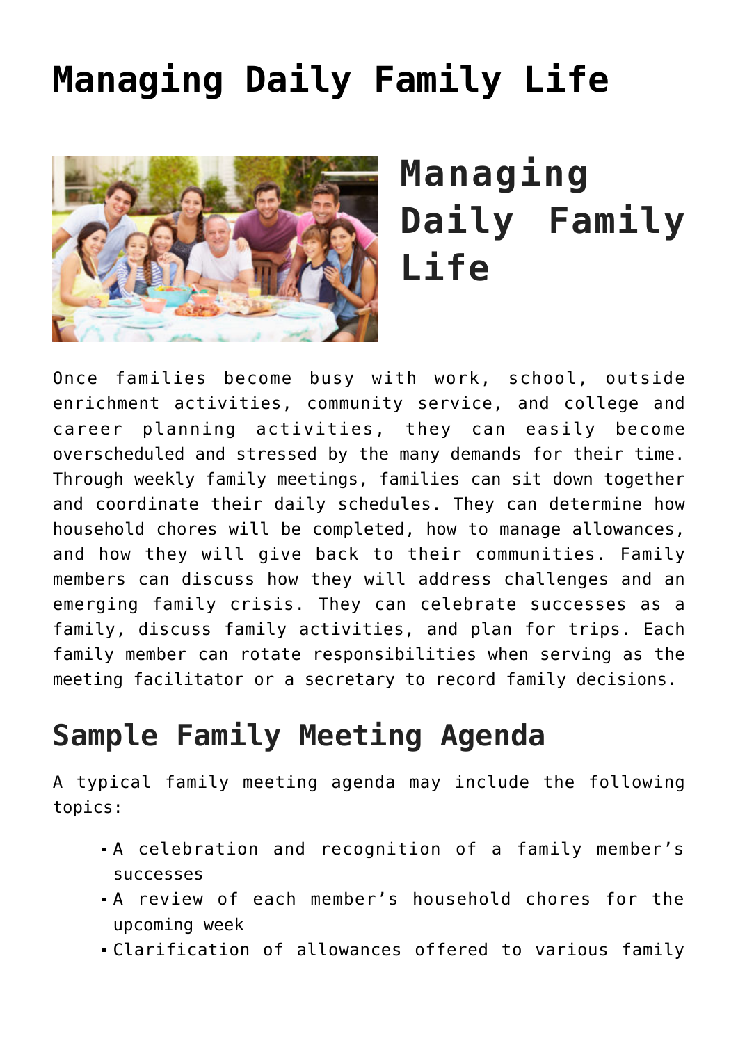# Managing Daily Family Life

## Managing Daily Family Life

Once families become busy with work, school, outside enrichment activities, community service, and college and career planning activities, they can easily become overscheduled and stressed by the many demands for their time. Through weekly family meetings, families can sit down together and coordinate their daily schedules. They can determine how household chores will be completed, how to manage allowances, and how they will give back to their communities. Family members can discuss how they will address challenges and an emerging family crisis. They can celebrate successes as a family, discuss family activities, and plan for trips. Each family member can rotate responsibilities when serving as the meeting facilitator or a secretary to record family decisions.

## Sample Family Meeting Agenda

A typical family meeting agenda may include the following topics:

- A celebration and recognition of a family member's successes
- A review of each member's household chores for the upcoming week
- Clarification of allowances offered to various family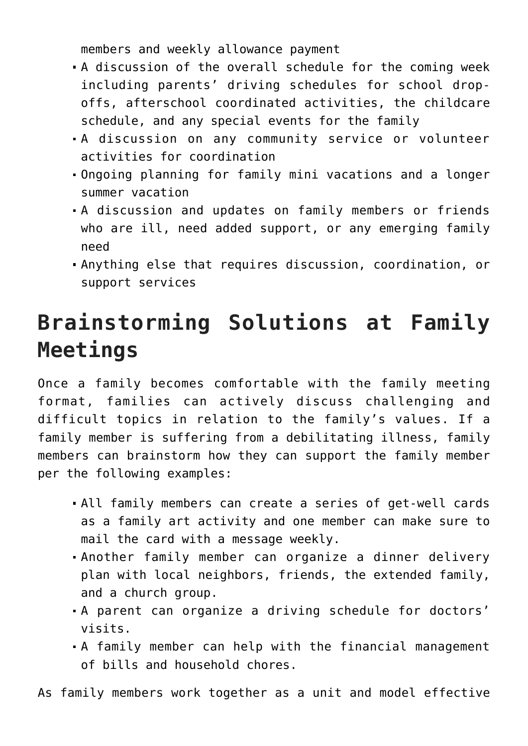members and weekly allowance payment

- A discussion of the overall schedule for the coming week including parents' driving schedules for school drop-offs, afterschool coordinated activities, the childcare schedule, and any special events for the family
- A discussion on any community service or volunteer activities for coordination
- Ongoing planning for family mini vacations and a longer summer vacation
- A discussion and updates on family members or friends who are ill, need added support, or any emerging family need
- Anything else that requires discussion, coordination, or support services

## Brainstorming Solutions at Family Meetings

Once a family becomes comfortable with the family meeting format, families can actively discuss challenging and difficult topics in relation to the family's values. If a family member is suffering from a debilitating illness, family members can brainstorm how they can support the family member per the following examples:

- All family members can create a series of get-well cards as a family art activity and one member can make sure to mail the card with a message weekly.
- Another family member can organize a dinner delivery plan with local neighbors, friends, the extended family, and a church group.
- A parent can organize a driving schedule for doctors' visits.
- A family member can help with the financial management of bills and household chores.

As family members work together as a unit and model effective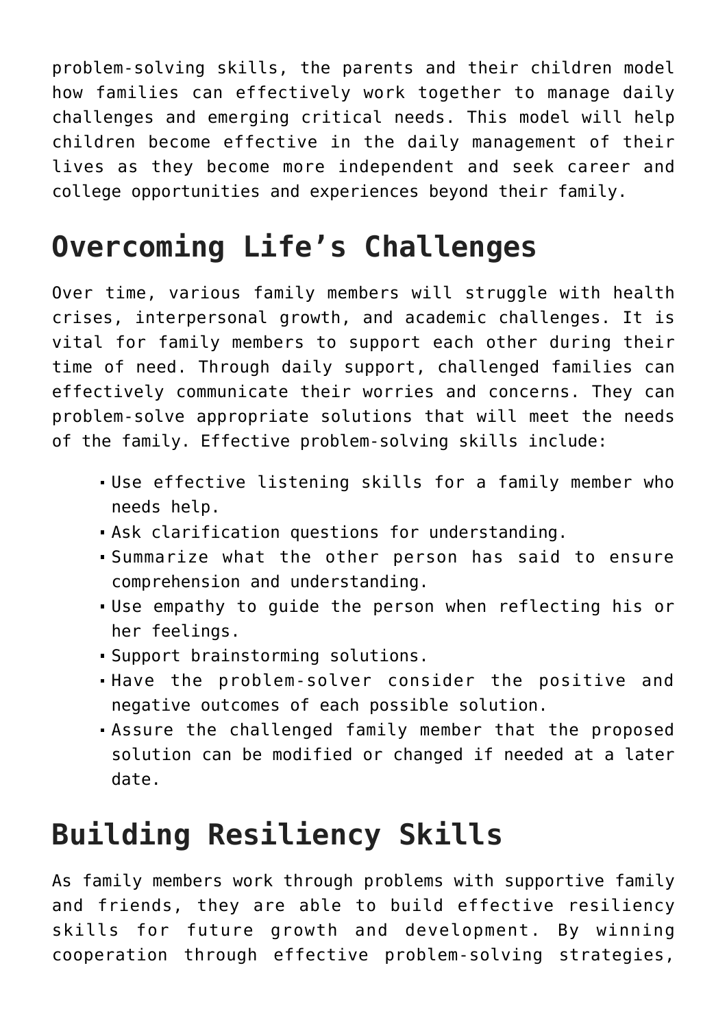problem-solving skills, the parents and their children model how families can effectively work together to manage daily challenges and emerging critical needs. This model will help children become effective in the daily management of their lives as they become more independent and seek career and college opportunities and experiences beyond their family.

## Overcoming Life's Challenges

Over time, various family members will struggle with health crises, interpersonal growth, and academic challenges. It is vital for family members to support each other during their time of need. Through daily support, challenged families can effectively communicate their worries and concerns. They can problem-solve appropriate solutions that will meet the needs of the family. Effective problem-solving skills include:

- Use effective listening skills for a family member who needs help.
- Ask clarification questions for understanding.
- Summarize what the other person has said to ensure comprehension and understanding.
- Use empathy to guide the person when reflecting his or her feelings.
- Support brainstorming solutions.
- Have the problem-solver consider the positive and negative outcomes of each possible solution.
- Assure the challenged family member that the proposed solution can be modified or changed if needed at a later date.

## Building Resiliency Skills

As family members work through problems with supportive family and friends, they are able to build effective resiliency skills for future growth and development. By winning cooperation through effective problem-solving strategies,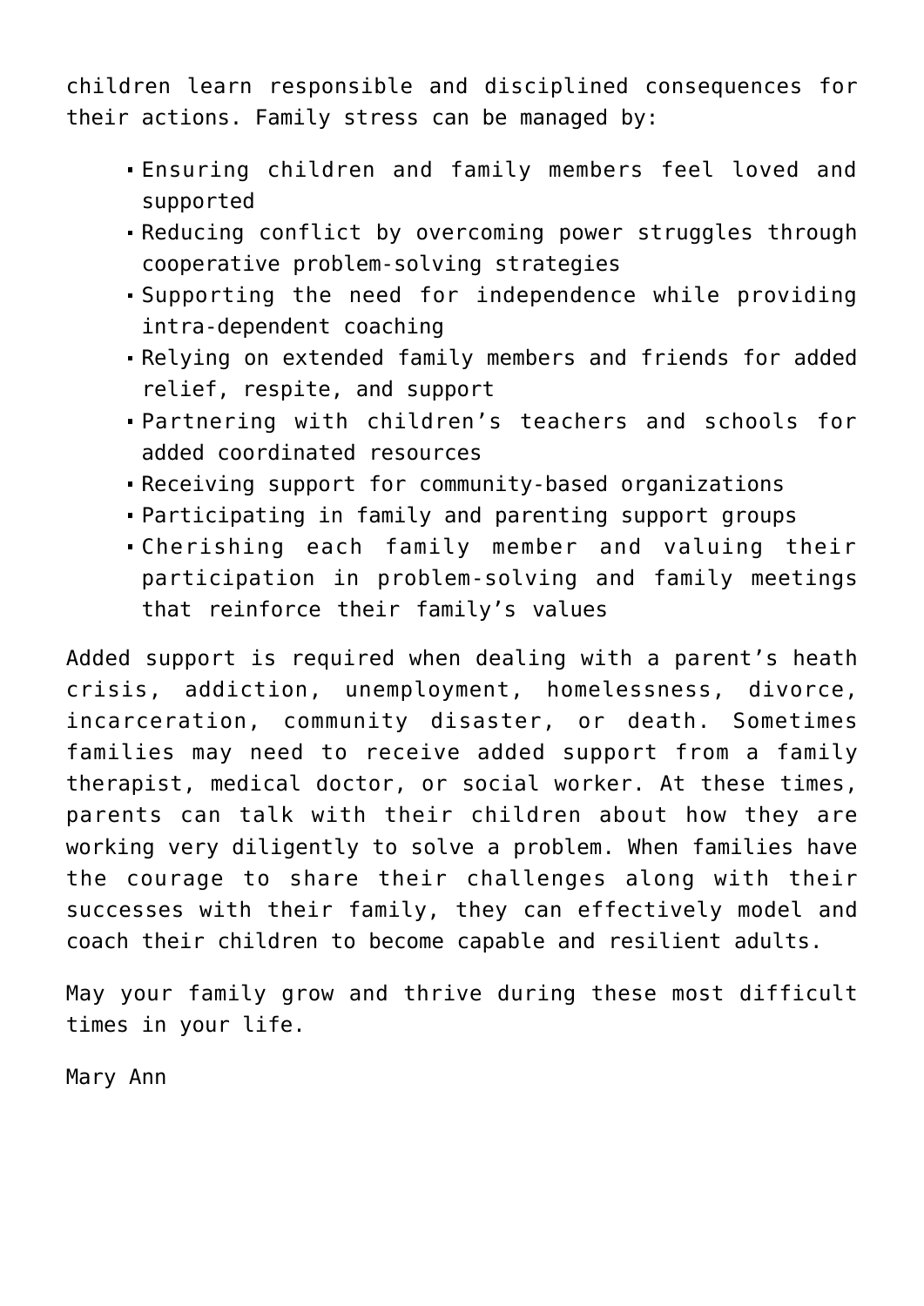children learn responsible and disciplined consequences for their actions. Family stress can be managed by:

- Ensuring children and family members feel loved and supported
- Reducing conflict by overcoming power struggles through cooperative problem-solving strategies
- Supporting the need for independence while providing intra-dependent coaching
- Relying on extended family members and friends for added relief, respite, and support
- Partnering with children's teachers and schools for added coordinated resources
- Receiving support for community-based organizations
- Participating in family and parenting support groups
- Cherishing each family member and valuing their participation in problem-solving and family meetings that reinforce their family's values

Added support is required when dealing with a parent's heath crisis, addiction, unemployment, homelessness, divorce, incarceration, community disaster, or death. Sometimes families may need to receive added support from a family therapist, medical doctor, or social worker. At these times, parents can talk with their children about how they are working very diligently to solve a problem. When families have the courage to share their challenges along with their successes with their family, they can effectively model and coach their children to become capable and resilient adults.

May your family grow and thrive during these most difficult times in your life.

Mary Ann